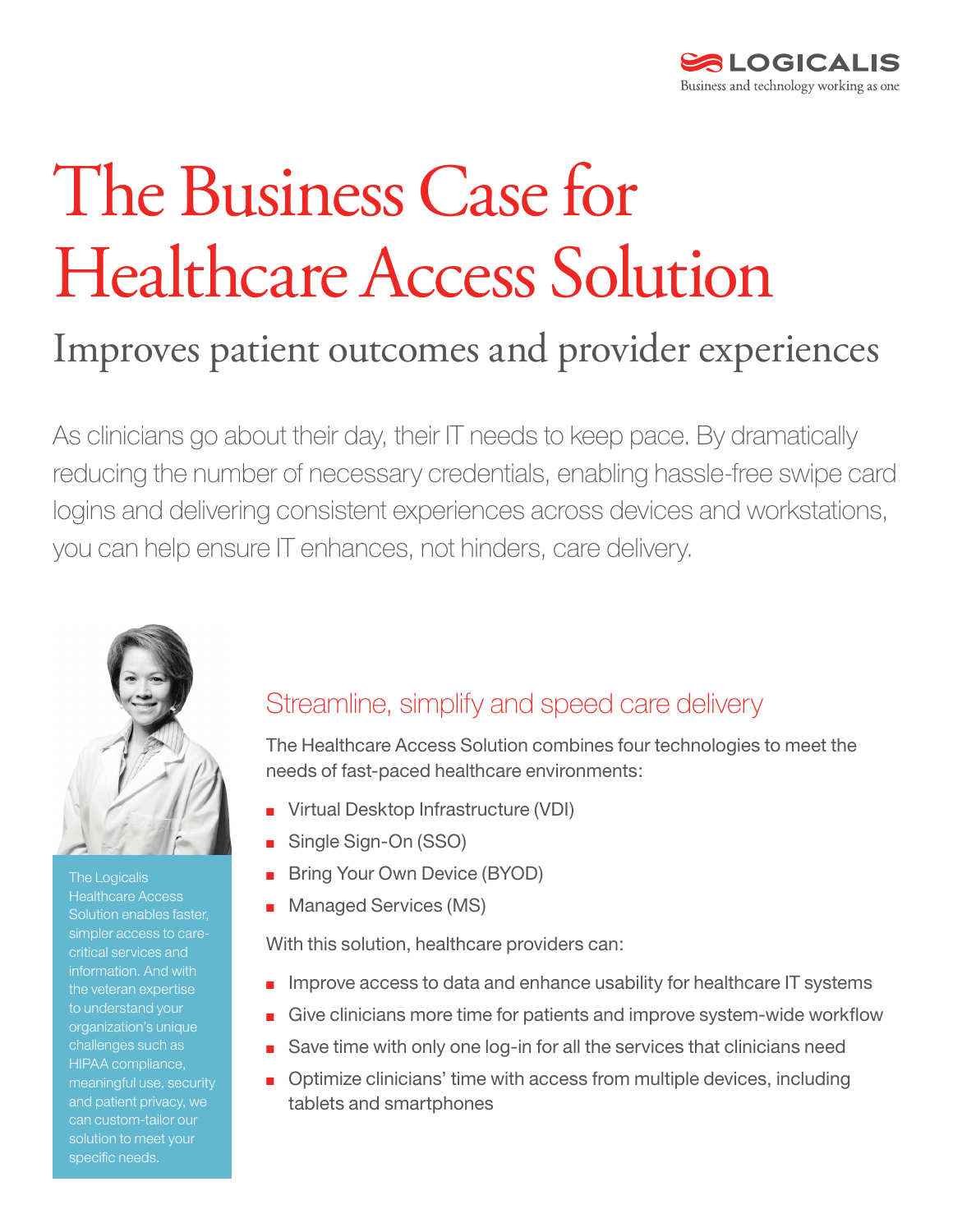LOGICALIS
Business and technology working as one

# The Business Case for Healthcare Access Solution

## Improves patient outcomes and provider experiences

As clinicians go about their day, their IT needs to keep pace. By dramatically reducing the number of necessary credentials, enabling hassle-free swipe card logins and delivering consistent experiences across devices and workstations, you can help ensure IT enhances, not hinders, care delivery.

The Logicalis Healthcare Access Solution enables faster, simpler access to care-critical services and information. And with the veteran expertise to understand your organization's unique challenges such as HIPAA compliance, meaningful use, security and patient privacy, we can custom-tailor our solution to meet your specific needs.

### Streamline, simplify and speed care delivery

The Healthcare Access Solution combines four technologies to meet the needs of fast-paced healthcare environments:

- Virtual Desktop Infrastructure (VDI)
- Single Sign-On (SSO)
- Bring Your Own Device (BYOD)
- Managed Services (MS)

With this solution, healthcare providers can:

- Improve access to data and enhance usability for healthcare IT systems
- Give clinicians more time for patients and improve system-wide workflow
- Save time with only one log-in for all the services that clinicians need
- Optimize clinicians' time with access from multiple devices, including tablets and smartphones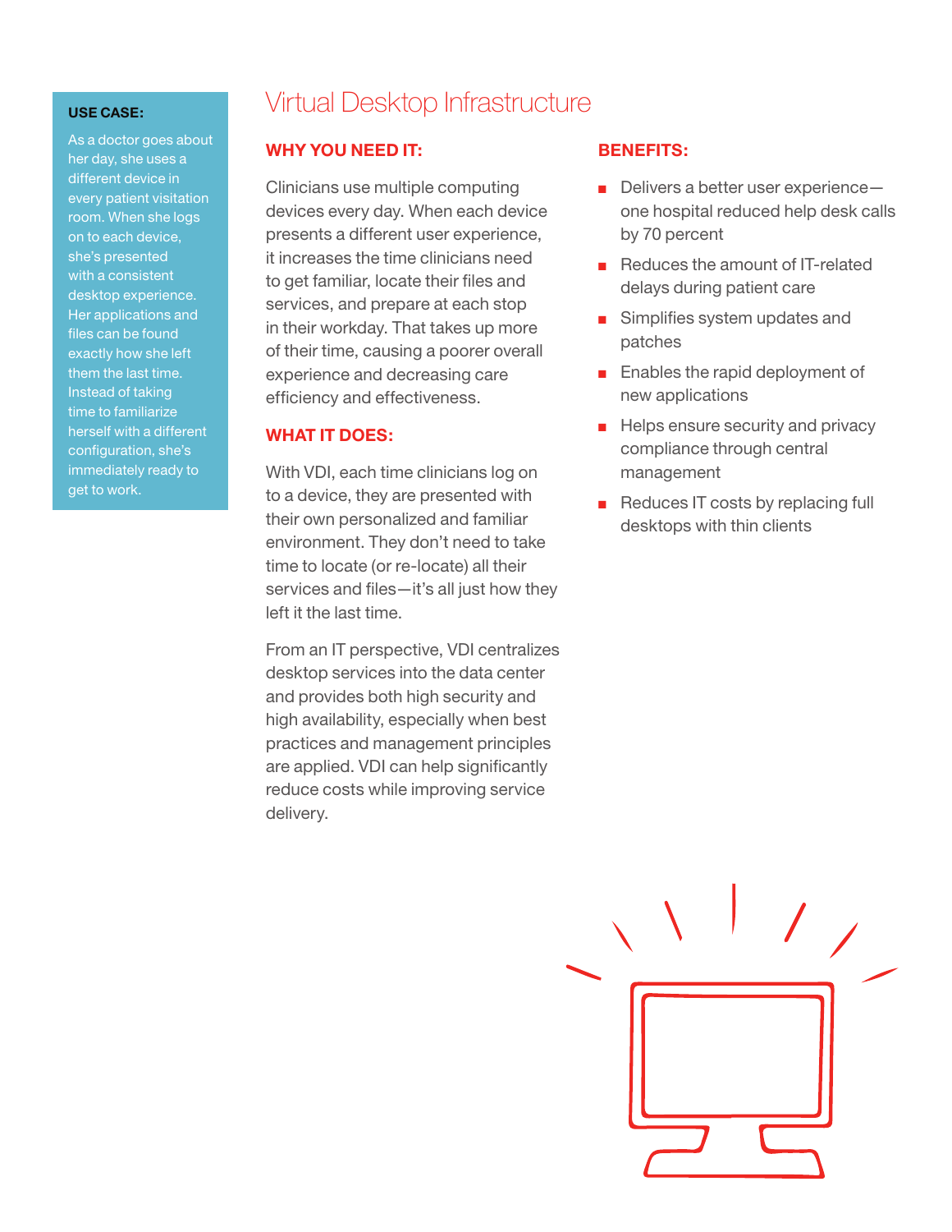# Virtual Desktop Infrastructure

**USE CASE:**

As a doctor goes about her day, she uses a different device in every patient visitation room. When she logs on to each device, she's presented with a consistent desktop experience. Her applications and files can be found exactly how she left them the last time. Instead of taking time to familiarize herself with a different configuration, she's immediately ready to get to work.

## WHY YOU NEED IT:

Clinicians use multiple computing devices every day. When each device presents a different user experience, it increases the time clinicians need to get familiar, locate their files and services, and prepare at each stop in their workday. That takes up more of their time, causing a poorer overall experience and decreasing care efficiency and effectiveness.

## WHAT IT DOES:

With VDI, each time clinicians log on to a device, they are presented with their own personalized and familiar environment. They don't need to take time to locate (or re-locate) all their services and files—it's all just how they left it the last time.

From an IT perspective, VDI centralizes desktop services into the data center and provides both high security and high availability, especially when best practices and management principles are applied. VDI can help significantly reduce costs while improving service delivery.

## BENEFITS:

- Delivers a better user experience—one hospital reduced help desk calls by 70 percent
- Reduces the amount of IT-related delays during patient care
- Simplifies system updates and patches
- Enables the rapid deployment of new applications
- Helps ensure security and privacy compliance through central management
- Reduces IT costs by replacing full desktops with thin clients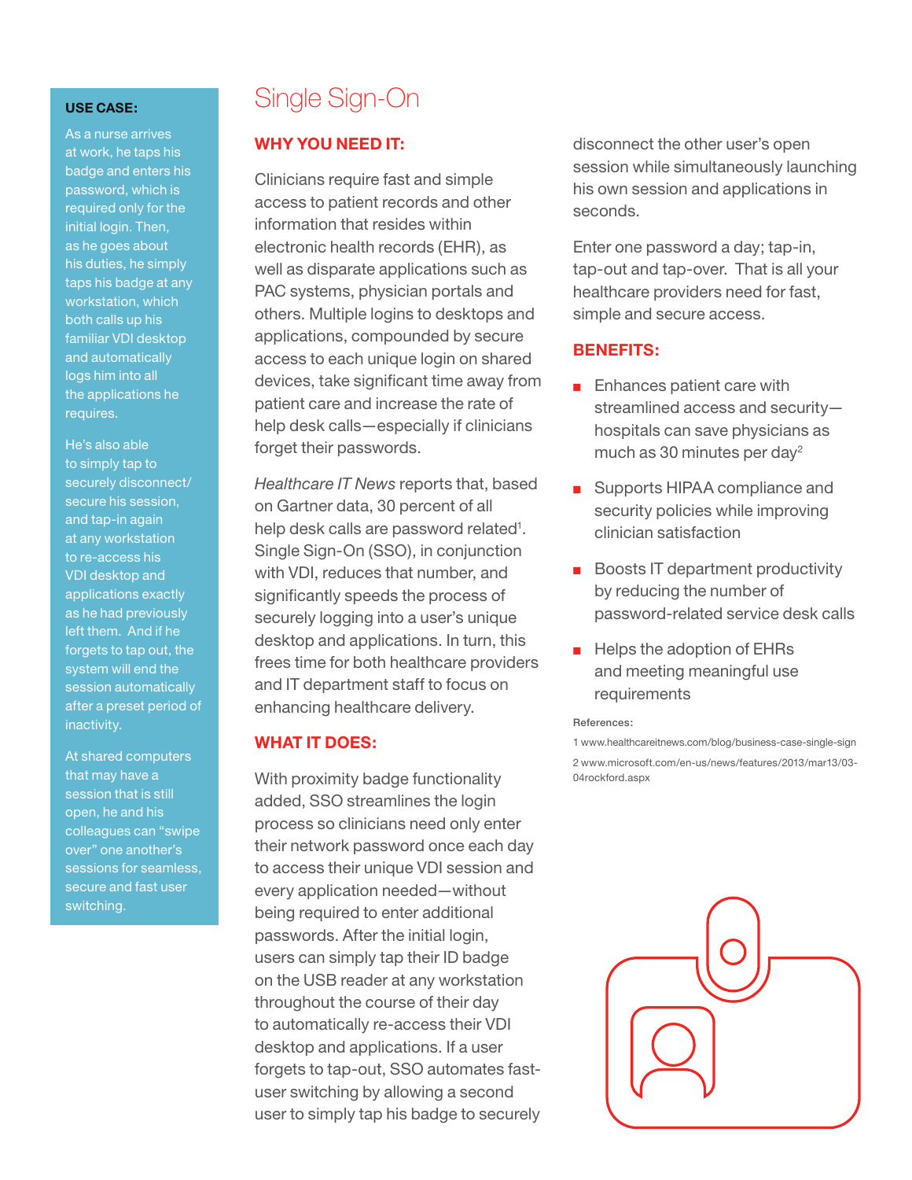**USE CASE:**

As a nurse arrives at work, he taps his badge and enters his password, which is required only for the initial login. Then, as he goes about his duties, he simply taps his badge at any workstation, which both calls up his familiar VDI desktop and automatically logs him into all the applications he requires.

He's also able to simply tap to securely disconnect/secure his session, and tap-in again at any workstation to re-access his VDI desktop and applications exactly as he had previously left them. And if he forgets to tap out, the system will end the session automatically after a preset period of inactivity.

At shared computers that may have a session that is still open, he and his colleagues can "swipe over" one another's sessions for seamless, secure and fast user switching.

# Single Sign-On

## WHY YOU NEED IT:

Clinicians require fast and simple access to patient records and other information that resides within electronic health records (EHR), as well as disparate applications such as PAC systems, physician portals and others. Multiple logins to desktops and applications, compounded by secure access to each unique login on shared devices, take significant time away from patient care and increase the rate of help desk calls—especially if clinicians forget their passwords.

*Healthcare IT News* reports that, based on Gartner data, 30 percent of all help desk calls are password related[1]. Single Sign-On (SSO), in conjunction with VDI, reduces that number, and significantly speeds the process of securely logging into a user's unique desktop and applications. In turn, this frees time for both healthcare providers and IT department staff to focus on enhancing healthcare delivery.

## WHAT IT DOES:

With proximity badge functionality added, SSO streamlines the login process so clinicians need only enter their network password once each day to access their unique VDI session and every application needed—without being required to enter additional passwords. After the initial login, users can simply tap their ID badge on the USB reader at any workstation throughout the course of their day to automatically re-access their VDI desktop and applications. If a user forgets to tap-out, SSO automates fast-user switching by allowing a second user to simply tap his badge to securely disconnect the other user's open session while simultaneously launching his own session and applications in seconds.

Enter one password a day; tap-in, tap-out and tap-over. That is all your healthcare providers need for fast, simple and secure access.

## BENEFITS:

- Enhances patient care with streamlined access and security—hospitals can save physicians as much as 30 minutes per day[2]
- Supports HIPAA compliance and security policies while improving clinician satisfaction
- Boosts IT department productivity by reducing the number of password-related service desk calls
- Helps the adoption of EHRs and meeting meaningful use requirements

References:

1 www.healthcareitnews.com/blog/business-case-single-sign

2 www.microsoft.com/en-us/news/features/2013/mar13/03-04rockford.aspx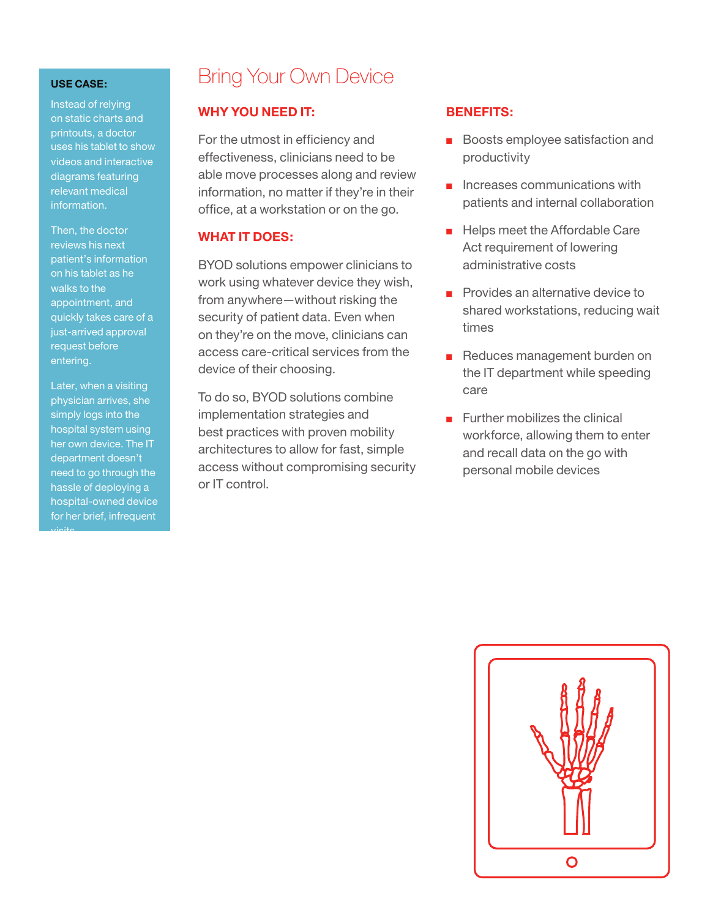**USE CASE:**

Instead of relying on static charts and printouts, a doctor uses his tablet to show videos and interactive diagrams featuring relevant medical information.

Then, the doctor reviews his next patient's information on his tablet as he walks to the appointment, and quickly takes care of a just-arrived approval request before entering.

Later, when a visiting physician arrives, she simply logs into the hospital system using her own device. The IT department doesn't need to go through the hassle of deploying a hospital-owned device for her brief, infrequent visits.

# Bring Your Own Device

## WHY YOU NEED IT:

For the utmost in efficiency and effectiveness, clinicians need to be able move processes along and review information, no matter if they're in their office, at a workstation or on the go.

## WHAT IT DOES:

BYOD solutions empower clinicians to work using whatever device they wish, from anywhere—without risking the security of patient data. Even when on they're on the move, clinicians can access care-critical services from the device of their choosing.

To do so, BYOD solutions combine implementation strategies and best practices with proven mobility architectures to allow for fast, simple access without compromising security or IT control.

## BENEFITS:

- Boosts employee satisfaction and productivity
- Increases communications with patients and internal collaboration
- Helps meet the Affordable Care Act requirement of lowering administrative costs
- Provides an alternative device to shared workstations, reducing wait times
- Reduces management burden on the IT department while speeding care
- Further mobilizes the clinical workforce, allowing them to enter and recall data on the go with personal mobile devices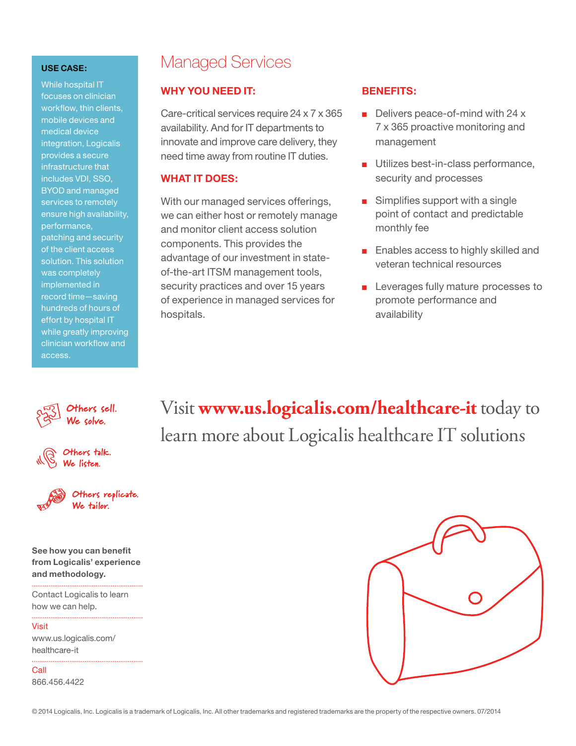**USE CASE:**

While hospital IT focuses on clinician workflow, thin clients, mobile devices and medical device integration, Logicalis provides a secure infrastructure that includes VDI, SSO, BYOD and managed services to remotely ensure high availability, performance, patching and security of the client access solution. This solution was completely implemented in record time—saving hundreds of hours of effort by hospital IT while greatly improving clinician workflow and access.

## Managed Services

### WHY YOU NEED IT:

Care-critical services require 24 x 7 x 365 availability. And for IT departments to innovate and improve care delivery, they need time away from routine IT duties.

### WHAT IT DOES:

With our managed services offerings, we can either host or remotely manage and monitor client access solution components. This provides the advantage of our investment in state-of-the-art ITSM management tools, security practices and over 15 years of experience in managed services for hospitals.

### BENEFITS:

- Delivers peace-of-mind with 24 x 7 x 365 proactive monitoring and management
- Utilizes best-in-class performance, security and processes
- Simplifies support with a single point of contact and predictable monthly fee
- Enables access to highly skilled and veteran technical resources
- Leverages fully mature processes to promote performance and availability

Others sell. We solve.

Others talk. We listen.

Others replicate. We tailor.

Visit **www.us.logicalis.com/healthcare-it** today to learn more about Logicalis healthcare IT solutions

**See how you can benefit from Logicalis' experience and methodology.**

Contact Logicalis to learn how we can help.

Visit
www.us.logicalis.com/healthcare-it

Call
866.456.4422

© 2014 Logicalis, Inc. Logicalis is a trademark of Logicalis, Inc. All other trademarks and registered trademarks are the property of the respective owners. 07/2014